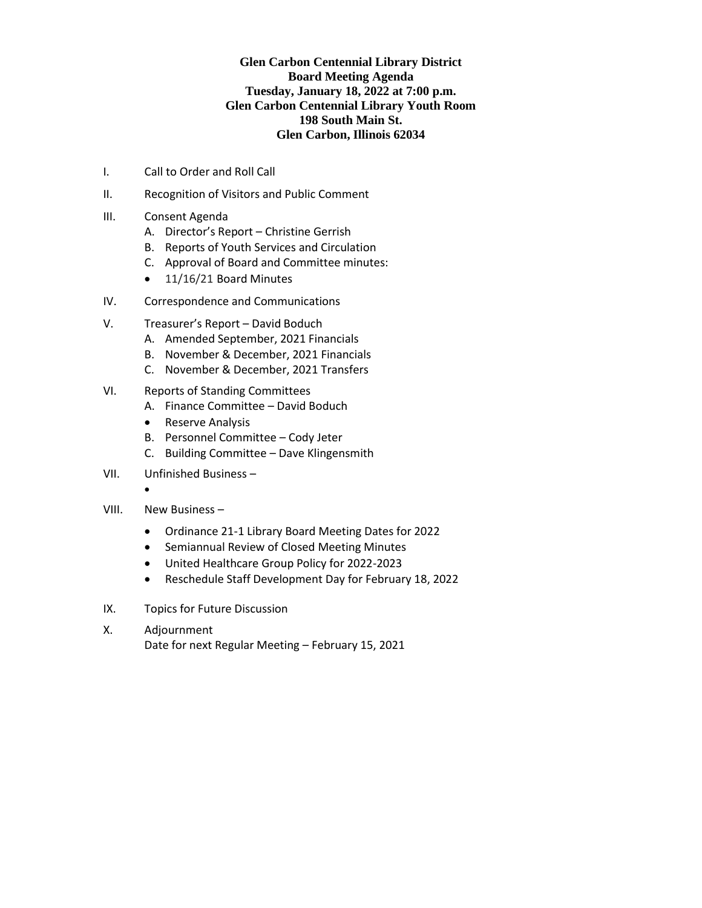**Glen Carbon Centennial Library District**
**Board Meeting Agenda**
**Tuesday, January 18, 2022 at 7:00 p.m.**
**Glen Carbon Centennial Library Youth Room**
**198 South Main St.**
**Glen Carbon, Illinois 62034**

I. Call to Order and Roll Call

II. Recognition of Visitors and Public Comment

III. Consent Agenda
   - A. Director's Report – Christine Gerrish
   - B. Reports of Youth Services and Circulation
   - C. Approval of Board and Committee minutes:
   - 11/16/21 Board Minutes

IV. Correspondence and Communications

V. Treasurer's Report – David Boduch
   - A. Amended September, 2021 Financials
   - B. November & December, 2021 Financials
   - C. November & December, 2021 Transfers

VI. Reports of Standing Committees
   - A. Finance Committee – David Boduch
   - Reserve Analysis
   - B. Personnel Committee – Cody Jeter
   - C. Building Committee – Dave Klingensmith

VII. Unfinished Business –
   -

VIII. New Business –
   - Ordinance 21-1 Library Board Meeting Dates for 2022
   - Semiannual Review of Closed Meeting Minutes
   - United Healthcare Group Policy for 2022-2023
   - Reschedule Staff Development Day for February 18, 2022

IX. Topics for Future Discussion

X. Adjournment
   Date for next Regular Meeting – February 15, 2021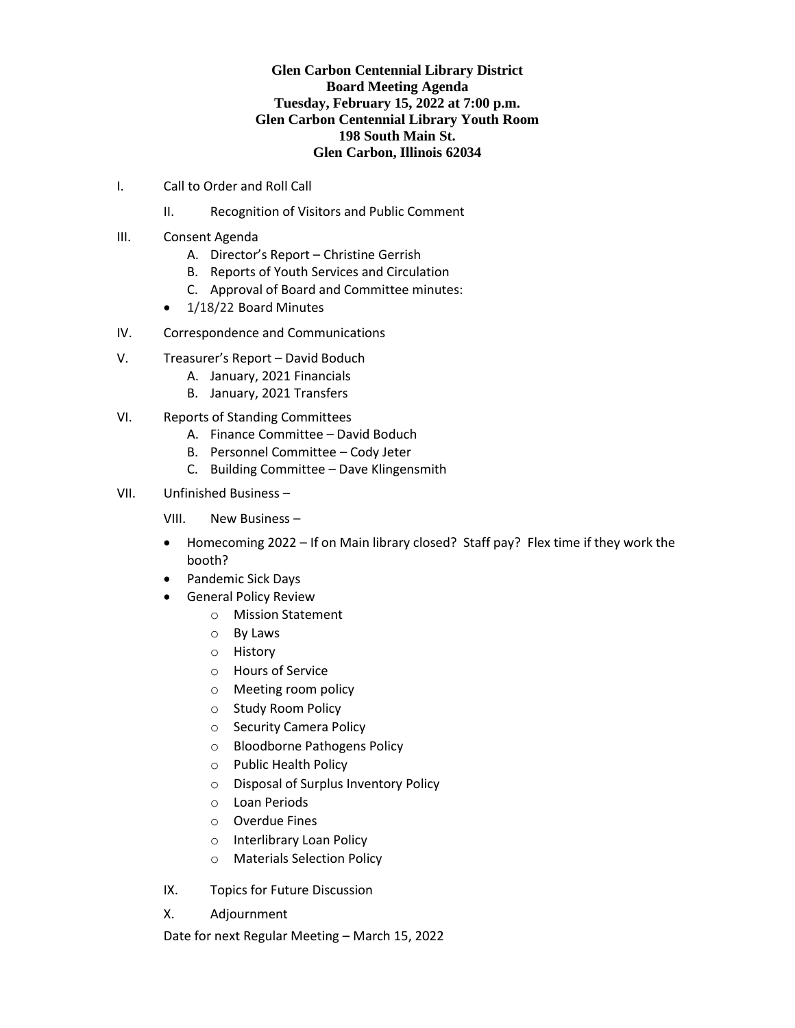**Glen Carbon Centennial Library District**
**Board Meeting Agenda**
**Tuesday, February 15, 2022 at 7:00 p.m.**
**Glen Carbon Centennial Library Youth Room**
**198 South Main St.**
**Glen Carbon, Illinois 62034**

I. Call to Order and Roll Call

II. Recognition of Visitors and Public Comment

III. Consent Agenda
   - A. Director's Report – Christine Gerrish
   - B. Reports of Youth Services and Circulation
   - C. Approval of Board and Committee minutes:
   - 1/18/22 Board Minutes

IV. Correspondence and Communications

V. Treasurer's Report – David Boduch
   - A. January, 2021 Financials
   - B. January, 2021 Transfers

VI. Reports of Standing Committees
   - A. Finance Committee – David Boduch
   - B. Personnel Committee – Cody Jeter
   - C. Building Committee – Dave Klingensmith

VII. Unfinished Business –

VIII. New Business –

- Homecoming 2022 – If on Main library closed? Staff pay? Flex time if they work the booth?
- Pandemic Sick Days
- General Policy Review
  - Mission Statement
  - By Laws
  - History
  - Hours of Service
  - Meeting room policy
  - Study Room Policy
  - Security Camera Policy
  - Bloodborne Pathogens Policy
  - Public Health Policy
  - Disposal of Surplus Inventory Policy
  - Loan Periods
  - Overdue Fines
  - Interlibrary Loan Policy
  - Materials Selection Policy

IX. Topics for Future Discussion

X. Adjournment

Date for next Regular Meeting – March 15, 2022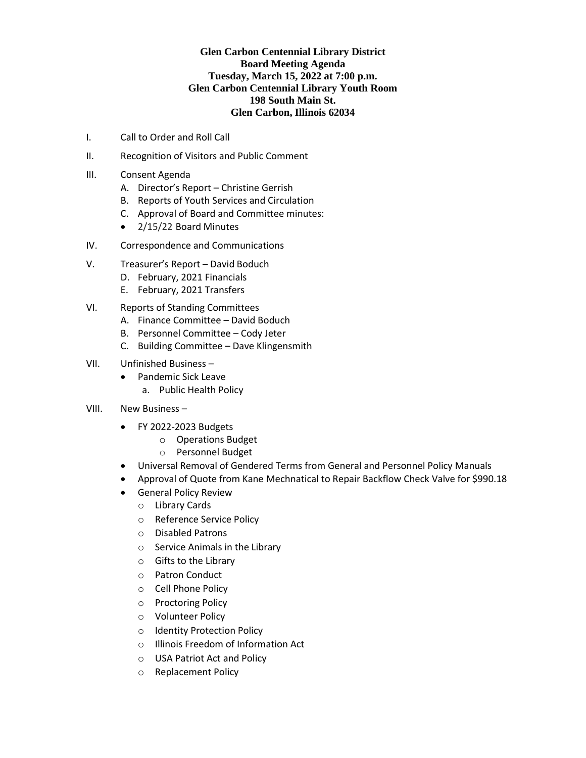**Glen Carbon Centennial Library District**
**Board Meeting Agenda**
**Tuesday, March 15, 2022 at 7:00 p.m.**
**Glen Carbon Centennial Library Youth Room**
**198 South Main St.**
**Glen Carbon, Illinois 62034**

I. Call to Order and Roll Call

II. Recognition of Visitors and Public Comment

III. Consent Agenda
   - A. Director's Report – Christine Gerrish
   - B. Reports of Youth Services and Circulation
   - C. Approval of Board and Committee minutes:
   - 2/15/22 Board Minutes

IV. Correspondence and Communications

V. Treasurer's Report – David Boduch
   - D. February, 2021 Financials
   - E. February, 2021 Transfers

VI. Reports of Standing Committees
   - A. Finance Committee – David Boduch
   - B. Personnel Committee – Cody Jeter
   - C. Building Committee – Dave Klingensmith

VII. Unfinished Business –
   - Pandemic Sick Leave
     - a. Public Health Policy

VIII. New Business –
   - FY 2022-2023 Budgets
     - Operations Budget
     - Personnel Budget
   - Universal Removal of Gendered Terms from General and Personnel Policy Manuals
   - Approval of Quote from Kane Mechnatical to Repair Backflow Check Valve for $990.18
   - General Policy Review
     - Library Cards
     - Reference Service Policy
     - Disabled Patrons
     - Service Animals in the Library
     - Gifts to the Library
     - Patron Conduct
     - Cell Phone Policy
     - Proctoring Policy
     - Volunteer Policy
     - Identity Protection Policy
     - Illinois Freedom of Information Act
     - USA Patriot Act and Policy
     - Replacement Policy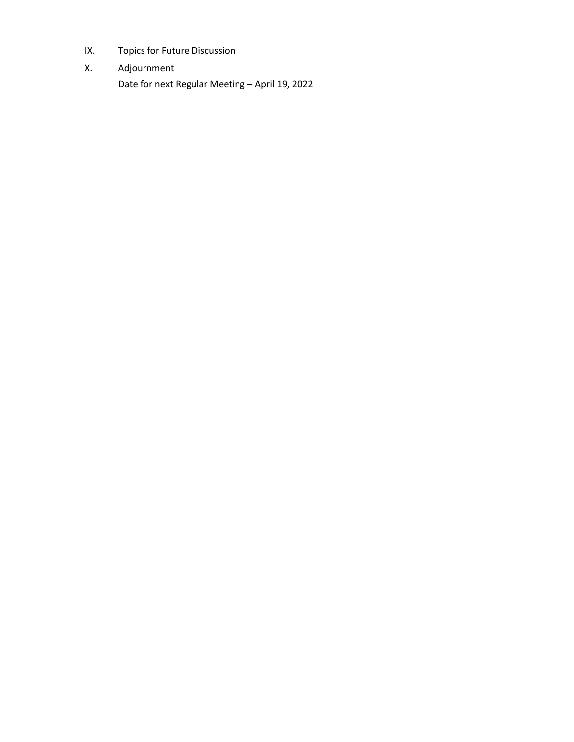IX. Topics for Future Discussion

X. Adjournment

Date for next Regular Meeting – April 19, 2022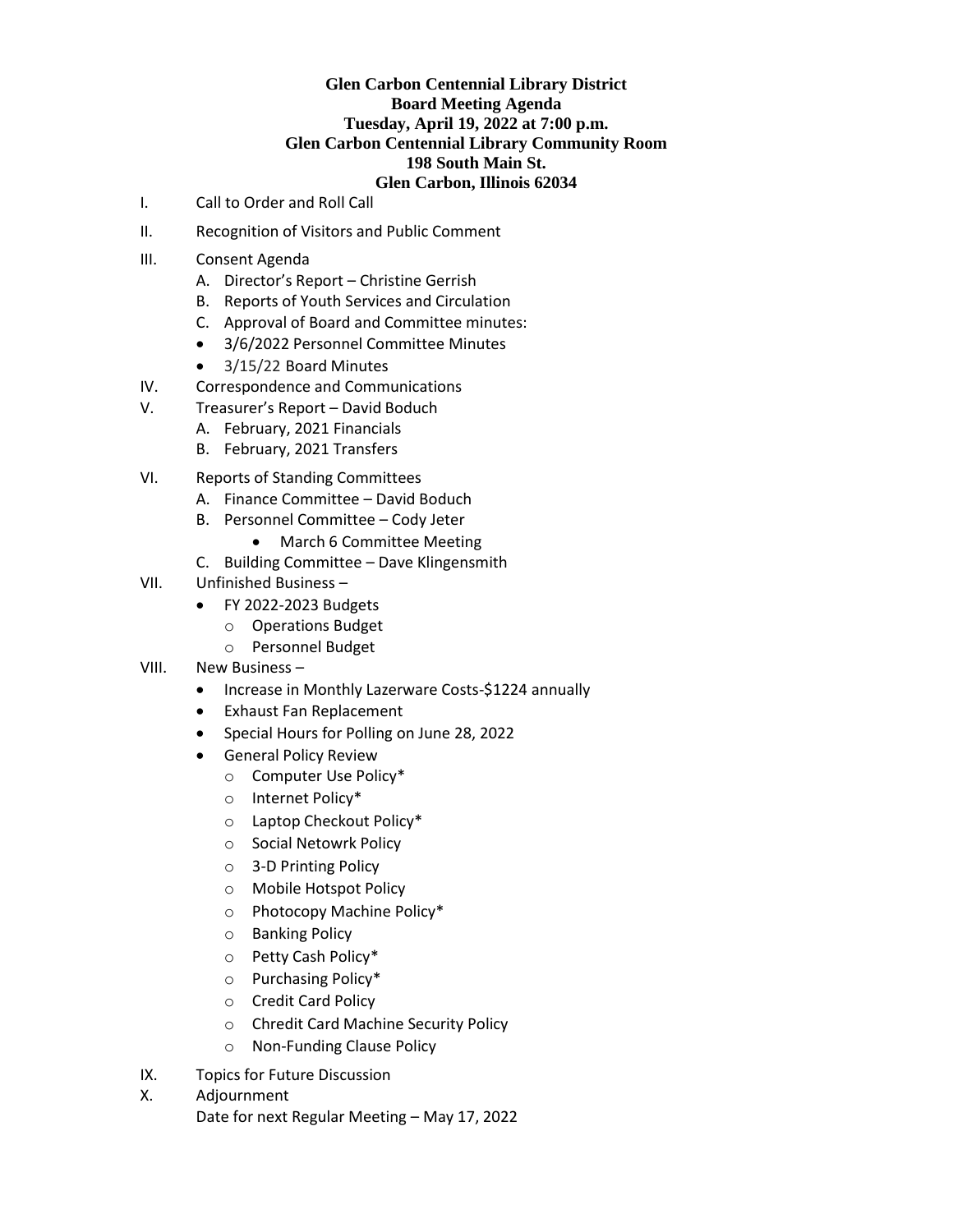**Glen Carbon Centennial Library District**
**Board Meeting Agenda**
**Tuesday, April 19, 2022 at 7:00 p.m.**
**Glen Carbon Centennial Library Community Room**
**198 South Main St.**
**Glen Carbon, Illinois 62034**

I. Call to Order and Roll Call

II. Recognition of Visitors and Public Comment

III. Consent Agenda
   A. Director's Report – Christine Gerrish
   B. Reports of Youth Services and Circulation
   C. Approval of Board and Committee minutes:
   - 3/6/2022 Personnel Committee Minutes
   - 3/15/22 Board Minutes

IV. Correspondence and Communications

V. Treasurer's Report – David Boduch
   A. February, 2021 Financials
   B. February, 2021 Transfers

VI. Reports of Standing Committees
   A. Finance Committee – David Boduch
   B. Personnel Committee – Cody Jeter
      - March 6 Committee Meeting
   C. Building Committee – Dave Klingensmith

VII. Unfinished Business –
   - FY 2022-2023 Budgets
      - Operations Budget
      - Personnel Budget

VIII. New Business –
   - Increase in Monthly Lazerware Costs-$1224 annually
   - Exhaust Fan Replacement
   - Special Hours for Polling on June 28, 2022
   - General Policy Review
      - Computer Use Policy*
      - Internet Policy*
      - Laptop Checkout Policy*
      - Social Netowrk Policy
      - 3-D Printing Policy
      - Mobile Hotspot Policy
      - Photocopy Machine Policy*
      - Banking Policy
      - Petty Cash Policy*
      - Purchasing Policy*
      - Credit Card Policy
      - Chredit Card Machine Security Policy
      - Non-Funding Clause Policy

IX. Topics for Future Discussion

X. Adjournment
   Date for next Regular Meeting – May 17, 2022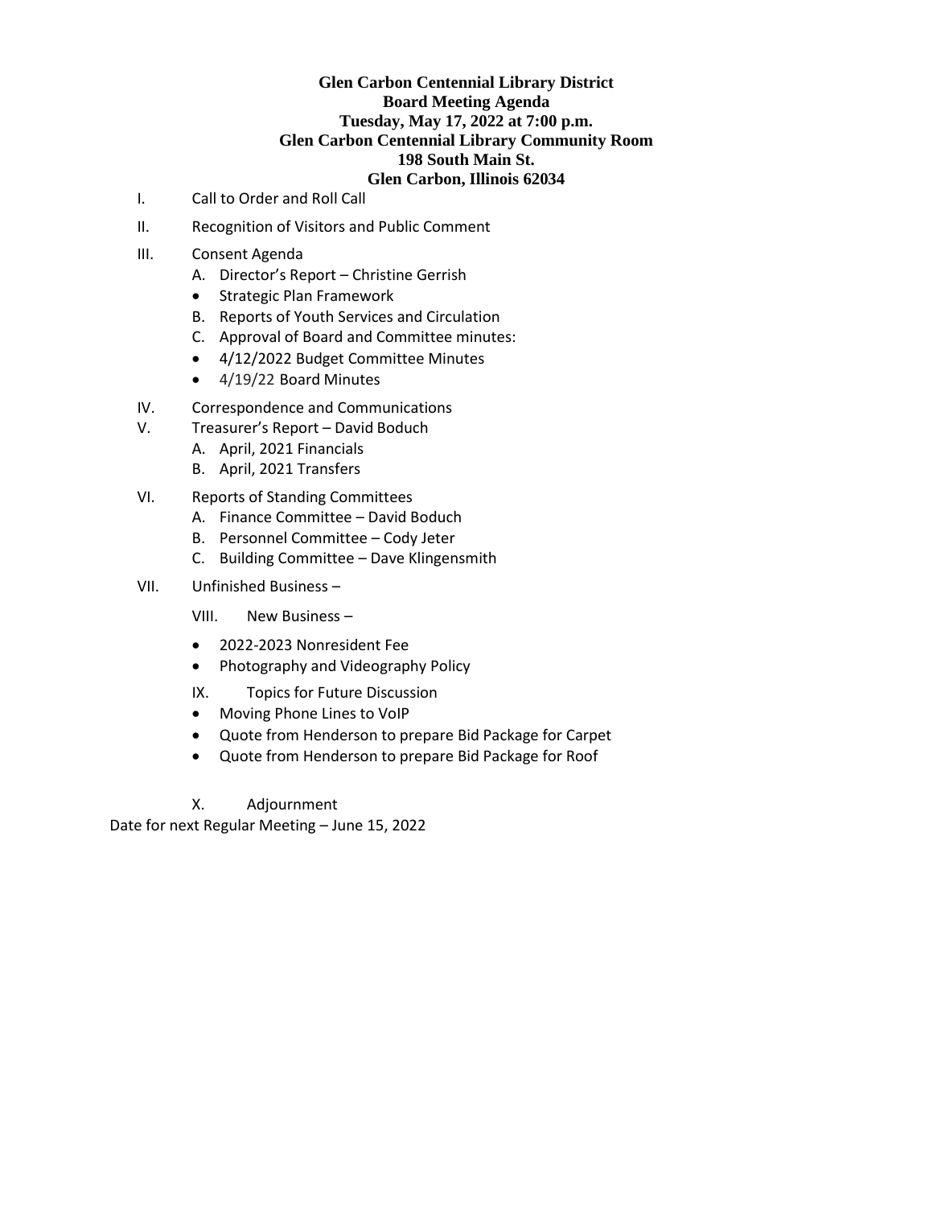**Glen Carbon Centennial Library District**
**Board Meeting Agenda**
**Tuesday, May 17, 2022 at 7:00 p.m.**
**Glen Carbon Centennial Library Community Room**
**198 South Main St.**
**Glen Carbon, Illinois 62034**

I. Call to Order and Roll Call

II. Recognition of Visitors and Public Comment

III. Consent Agenda
   A. Director's Report – Christine Gerrish
   - Strategic Plan Framework
   
   B. Reports of Youth Services and Circulation
   C. Approval of Board and Committee minutes:
   - 4/12/2022 Budget Committee Minutes
   - 4/19/22 Board Minutes

IV. Correspondence and Communications

V. Treasurer's Report – David Boduch
   A. April, 2021 Financials
   B. April, 2021 Transfers

VI. Reports of Standing Committees
   A. Finance Committee – David Boduch
   B. Personnel Committee – Cody Jeter
   C. Building Committee – Dave Klingensmith

VII. Unfinished Business –

VIII. New Business –
- 2022-2023 Nonresident Fee
- Photography and Videography Policy

IX. Topics for Future Discussion
- Moving Phone Lines to VoIP
- Quote from Henderson to prepare Bid Package for Carpet
- Quote from Henderson to prepare Bid Package for Roof

X. Adjournment

Date for next Regular Meeting – June 15, 2022